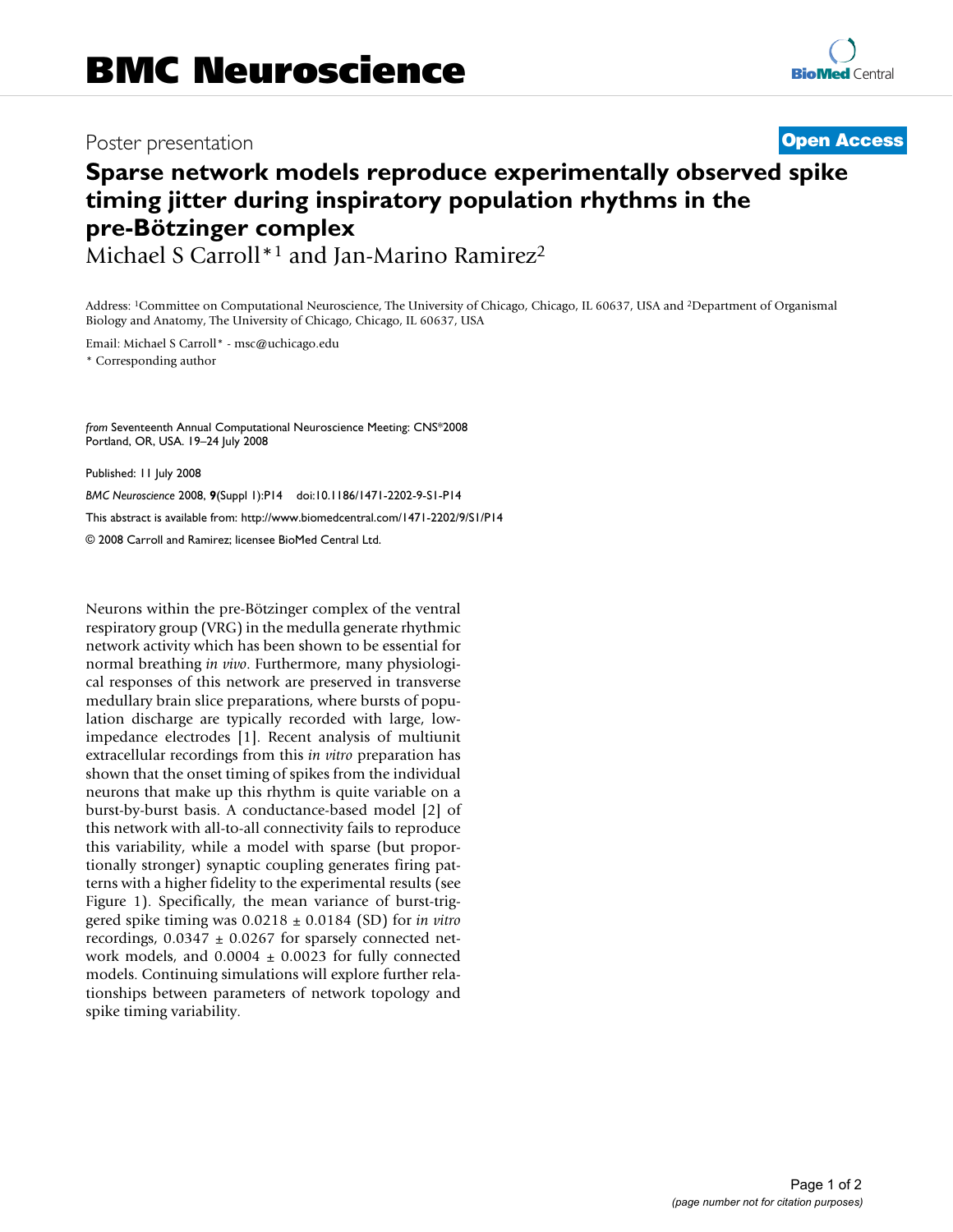Poster presentation

**Open Access**

# Sparse network models reproduce experimentally observed spike timing jitter during inspiratory population rhythms in the pre-Bötzinger complex

Michael S Carroll*[1] and Jan-Marino Ramirez[2]

Address: [1]Committee on Computational Neuroscience, The University of Chicago, Chicago, IL 60637, USA and [2]Department of Organismal Biology and Anatomy, The University of Chicago, Chicago, IL 60637, USA

Email: Michael S Carroll* - msc@uchicago.edu

* Corresponding author

*from* Seventeenth Annual Computational Neuroscience Meeting: CNS*2008
Portland, OR, USA. 19–24 July 2008

Published: 11 July 2008

*BMC Neuroscience* 2008, **9**(Suppl 1):P14 doi:10.1186/1471-2202-9-S1-P14

This abstract is available from: http://www.biomedcentral.com/1471-2202/9/S1/P14

© 2008 Carroll and Ramirez; licensee BioMed Central Ltd.

Neurons within the pre-Bötzinger complex of the ventral respiratory group (VRG) in the medulla generate rhythmic network activity which has been shown to be essential for normal breathing *in vivo*. Furthermore, many physiological responses of this network are preserved in transverse medullary brain slice preparations, where bursts of population discharge are typically recorded with large, low-impedance electrodes [1]. Recent analysis of multiunit extracellular recordings from this *in vitro* preparation has shown that the onset timing of spikes from the individual neurons that make up this rhythm is quite variable on a burst-by-burst basis. A conductance-based model [2] of this network with all-to-all connectivity fails to reproduce this variability, while a model with sparse (but proportionally stronger) synaptic coupling generates firing patterns with a higher fidelity to the experimental results (see Figure 1). Specifically, the mean variance of burst-triggered spike timing was $0.0218 \pm 0.0184$ (SD) for *in vitro* recordings, $0.0347 \pm 0.0267$ for sparsely connected network models, and $0.0004 \pm 0.0023$ for fully connected models. Continuing simulations will explore further relationships between parameters of network topology and spike timing variability.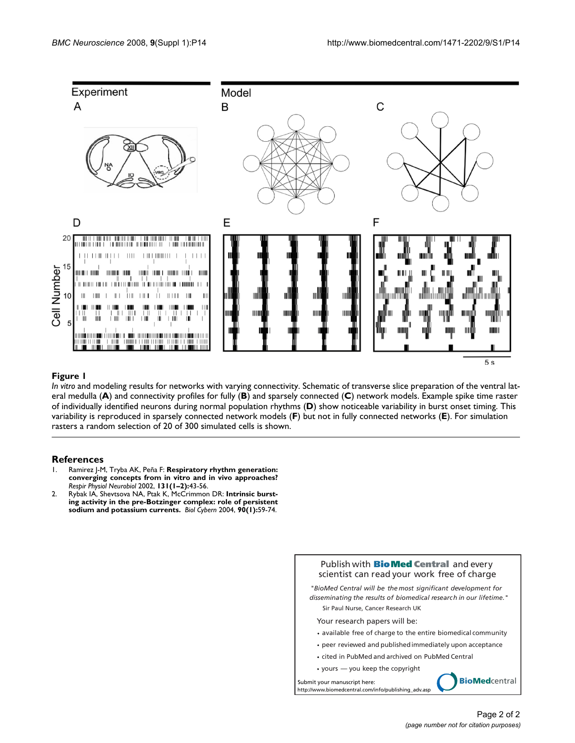Experiment

A

Model

B

C

D

E

F

Cell Number

20

15

10

5

5 s

**Figure 1**

*In vitro* and modeling results for networks with varying connectivity. Schematic of transverse slice preparation of the ventral lateral medulla (**A**) and connectivity profiles for fully (**B**) and sparsely connected (**C**) network models. Example spike time raster of individually identified neurons during normal population rhythms (**D**) show noticeable variability in burst onset timing. This variability is reproduced in sparsely connected network models (**F**) but not in fully connected networks (**E**). For simulation rasters a random selection of 20 of 300 simulated cells is shown.

## References

1. Ramirez J-M, Tryba AK, Peña F: **Respiratory rhythm generation: converging concepts from in vitro and in vivo approaches?** *Respir Physiol Neurobiol* 2002, **131(1–2):**43-56.
2. Rybak IA, Shevtsova NA, Ptak K, McCrimmon DR: **Intrinsic bursting activity in the pre-Botzinger complex: role of persistent sodium and potassium currents.** *Biol Cybern* 2004, **90(1):**59-74.

Publish with **BioMed Central** and every scientist can read your work free of charge

*"BioMed Central will be the most significant development for disseminating the results of biomedical research in our lifetime."*

Sir Paul Nurse, Cancer Research UK

Your research papers will be:

- available free of charge to the entire biomedical community
- peer reviewed and published immediately upon acceptance
- cited in PubMed and archived on PubMed Central
- yours — you keep the copyright

Submit your manuscript here:
http://www.biomedcentral.com/info/publishing_adv.asp

BioMedcentral